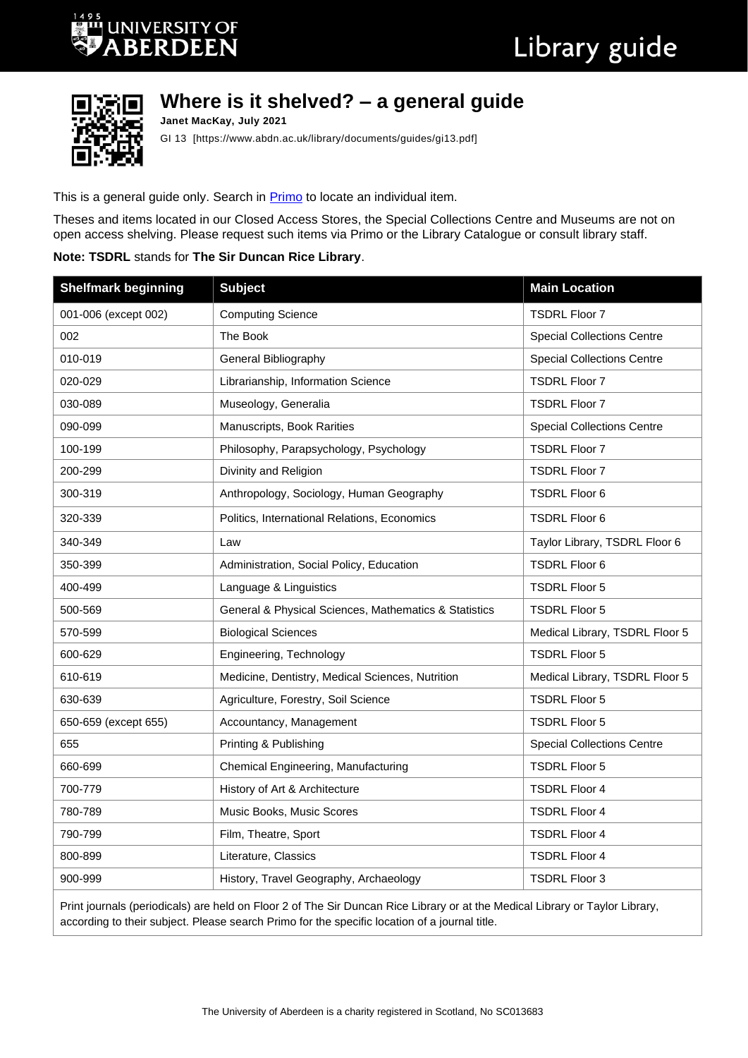# Where is it shelved? – a general guide

**Janet MacKay, July 2021**

GI 13 [https://www.abdn.ac.uk/library/documents/guides/gi13.pdf]

This is a general guide only. Search in Primo to locate an individual item.

Theses and items located in our Closed Access Stores, the Special Collections Centre and Museums are not on open access shelving. Please request such items via Primo or the Library Catalogue or consult library staff.

**Note: TSDRL** stands for **The Sir Duncan Rice Library**.

| Shelfmark beginning | Subject | Main Location |
|---|---|---|
| 001-006 (except 002) | Computing Science | TSDRL Floor 7 |
| 002 | The Book | Special Collections Centre |
| 010-019 | General Bibliography | Special Collections Centre |
| 020-029 | Librarianship, Information Science | TSDRL Floor 7 |
| 030-089 | Museology, Generalia | TSDRL Floor 7 |
| 090-099 | Manuscripts, Book Rarities | Special Collections Centre |
| 100-199 | Philosophy, Parapsychology, Psychology | TSDRL Floor 7 |
| 200-299 | Divinity and Religion | TSDRL Floor 7 |
| 300-319 | Anthropology, Sociology, Human Geography | TSDRL Floor 6 |
| 320-339 | Politics, International Relations, Economics | TSDRL Floor 6 |
| 340-349 | Law | Taylor Library, TSDRL Floor 6 |
| 350-399 | Administration, Social Policy, Education | TSDRL Floor 6 |
| 400-499 | Language & Linguistics | TSDRL Floor 5 |
| 500-569 | General & Physical Sciences, Mathematics & Statistics | TSDRL Floor 5 |
| 570-599 | Biological Sciences | Medical Library, TSDRL Floor 5 |
| 600-629 | Engineering, Technology | TSDRL Floor 5 |
| 610-619 | Medicine, Dentistry, Medical Sciences, Nutrition | Medical Library, TSDRL Floor 5 |
| 630-639 | Agriculture, Forestry, Soil Science | TSDRL Floor 5 |
| 650-659 (except 655) | Accountancy, Management | TSDRL Floor 5 |
| 655 | Printing & Publishing | Special Collections Centre |
| 660-699 | Chemical Engineering, Manufacturing | TSDRL Floor 5 |
| 700-779 | History of Art & Architecture | TSDRL Floor 4 |
| 780-789 | Music Books, Music Scores | TSDRL Floor 4 |
| 790-799 | Film, Theatre, Sport | TSDRL Floor 4 |
| 800-899 | Literature, Classics | TSDRL Floor 4 |
| 900-999 | History, Travel Geography, Archaeology | TSDRL Floor 3 |

Print journals (periodicals) are held on Floor 2 of The Sir Duncan Rice Library or at the Medical Library or Taylor Library, according to their subject. Please search Primo for the specific location of a journal title.

The University of Aberdeen is a charity registered in Scotland, No SC013683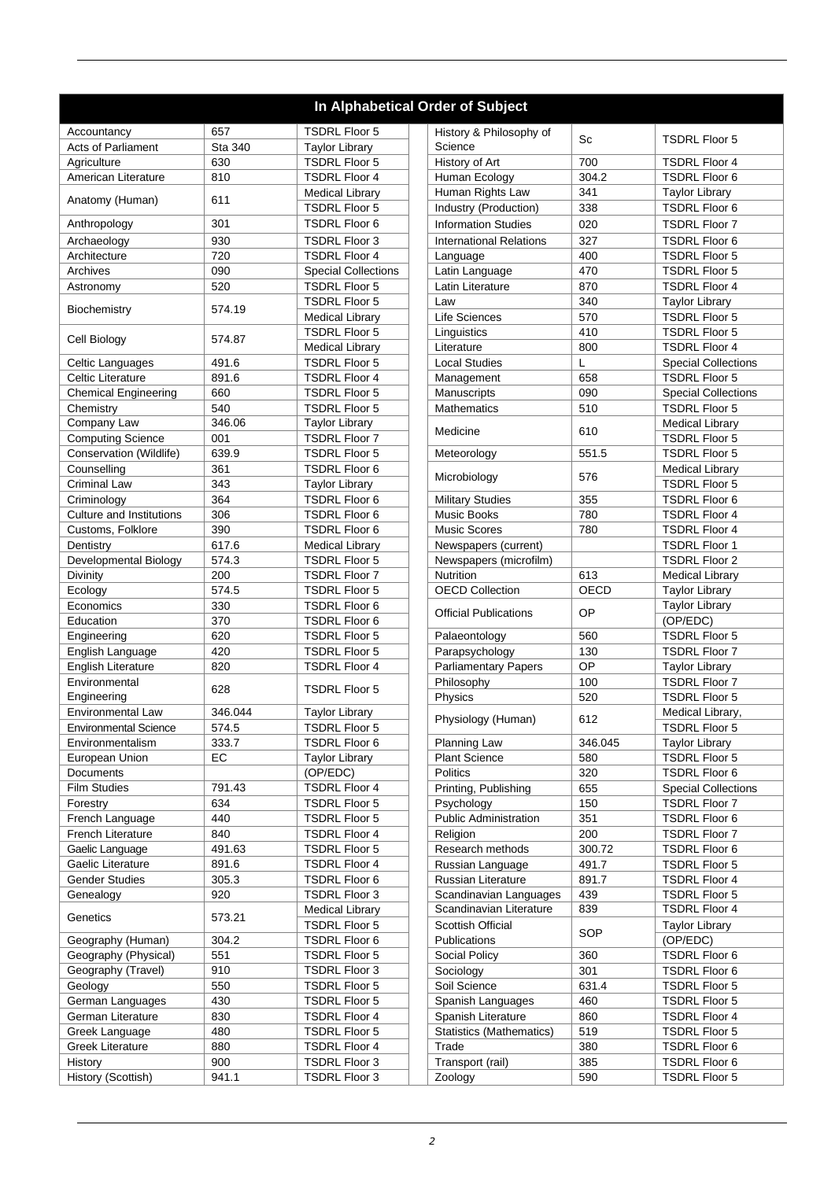## In Alphabetical Order of Subject

| | | | | | |
|---|---|---|---|---|---|
| Accountancy | 657 | TSDRL Floor 5 | History & Philosophy of Science | Sc | TSDRL Floor 5 |
| Acts of Parliament | Sta 340 | Taylor Library | History of Art | 700 | TSDRL Floor 4 |
| Agriculture | 630 | TSDRL Floor 5 | Human Ecology | 304.2 | TSDRL Floor 6 |
| American Literature | 810 | TSDRL Floor 4 | Human Rights Law | 341 | Taylor Library |
| Anatomy (Human) | 611 | Medical Library<br>TSDRL Floor 5 | Industry (Production) | 338 | TSDRL Floor 6 |
| Anthropology | 301 | TSDRL Floor 6 | Information Studies | 020 | TSDRL Floor 7 |
| Archaeology | 930 | TSDRL Floor 3 | International Relations | 327 | TSDRL Floor 6 |
| Architecture | 720 | TSDRL Floor 4 | Language | 400 | TSDRL Floor 5 |
| Archives | 090 | Special Collections | Latin Language | 470 | TSDRL Floor 5 |
| Astronomy | 520 | TSDRL Floor 5 | Latin Literature | 870 | TSDRL Floor 4 |
| Biochemistry | 574.19 | TSDRL Floor 5<br>Medical Library | Law | 340 | Taylor Library |
| | | | Life Sciences | 570 | TSDRL Floor 5 |
| Cell Biology | 574.87 | TSDRL Floor 5<br>Medical Library | Linguistics | 410 | TSDRL Floor 5 |
| | | | Literature | 800 | TSDRL Floor 4 |
| Celtic Languages | 491.6 | TSDRL Floor 5 | Local Studies | L | Special Collections |
| Celtic Literature | 891.6 | TSDRL Floor 4 | Management | 658 | TSDRL Floor 5 |
| Chemical Engineering | 660 | TSDRL Floor 5 | Manuscripts | 090 | Special Collections |
| Chemistry | 540 | TSDRL Floor 5 | Mathematics | 510 | TSDRL Floor 5 |
| Company Law | 346.06 | Taylor Library | Medicine | 610 | Medical Library<br>TSDRL Floor 5 |
| Computing Science | 001 | TSDRL Floor 7 | | | |
| Conservation (Wildlife) | 639.9 | TSDRL Floor 5 | Meteorology | 551.5 | TSDRL Floor 5 |
| Counselling | 361 | TSDRL Floor 6 | Microbiology | 576 | Medical Library<br>TSDRL Floor 5 |
| Criminal Law | 343 | Taylor Library | | | |
| Criminology | 364 | TSDRL Floor 6 | Military Studies | 355 | TSDRL Floor 6 |
| Culture and Institutions | 306 | TSDRL Floor 6 | Music Books | 780 | TSDRL Floor 4 |
| Customs, Folklore | 390 | TSDRL Floor 6 | Music Scores | 780 | TSDRL Floor 4 |
| Dentistry | 617.6 | Medical Library | Newspapers (current) | | TSDRL Floor 1 |
| Developmental Biology | 574.3 | TSDRL Floor 5 | Newspapers (microfilm) | | TSDRL Floor 2 |
| Divinity | 200 | TSDRL Floor 7 | Nutrition | 613 | Medical Library |
| Ecology | 574.5 | TSDRL Floor 5 | OECD Collection | OECD | Taylor Library |
| Economics | 330 | TSDRL Floor 6 | Official Publications | OP | Taylor Library (OP/EDC) |
| Education | 370 | TSDRL Floor 6 | | | |
| Engineering | 620 | TSDRL Floor 5 | Palaeontology | 560 | TSDRL Floor 5 |
| English Language | 420 | TSDRL Floor 5 | Parapsychology | 130 | TSDRL Floor 7 |
| English Literature | 820 | TSDRL Floor 4 | Parliamentary Papers | OP | Taylor Library |
| Environmental Engineering | 628 | TSDRL Floor 5 | Philosophy | 100 | TSDRL Floor 7 |
| | | | Physics | 520 | TSDRL Floor 5 |
| Environmental Law | 346.044 | Taylor Library | Physiology (Human) | 612 | Medical Library,<br>TSDRL Floor 5 |
| Environmental Science | 574.5 | TSDRL Floor 5 | | | |
| Environmentalism | 333.7 | TSDRL Floor 6 | Planning Law | 346.045 | Taylor Library |
| European Union Documents | EC | Taylor Library (OP/EDC) | Plant Science | 580 | TSDRL Floor 5 |
| | | | Politics | 320 | TSDRL Floor 6 |
| Film Studies | 791.43 | TSDRL Floor 4 | Printing, Publishing | 655 | Special Collections |
| Forestry | 634 | TSDRL Floor 5 | Psychology | 150 | TSDRL Floor 7 |
| French Language | 440 | TSDRL Floor 5 | Public Administration | 351 | TSDRL Floor 6 |
| French Literature | 840 | TSDRL Floor 4 | Religion | 200 | TSDRL Floor 7 |
| Gaelic Language | 491.63 | TSDRL Floor 5 | Research methods | 300.72 | TSDRL Floor 6 |
| Gaelic Literature | 891.6 | TSDRL Floor 4 | Russian Language | 491.7 | TSDRL Floor 5 |
| Gender Studies | 305.3 | TSDRL Floor 6 | Russian Literature | 891.7 | TSDRL Floor 4 |
| Genealogy | 920 | TSDRL Floor 3 | Scandinavian Languages | 439 | TSDRL Floor 5 |
| Genetics | 573.21 | Medical Library<br>TSDRL Floor 5 | Scandinavian Literature | 839 | TSDRL Floor 4 |
| | | | Scottish Official Publications | SOP | Taylor Library (OP/EDC) |
| Geography (Human) | 304.2 | TSDRL Floor 6 | | | |
| Geography (Physical) | 551 | TSDRL Floor 5 | Social Policy | 360 | TSDRL Floor 6 |
| Geography (Travel) | 910 | TSDRL Floor 3 | Sociology | 301 | TSDRL Floor 6 |
| Geology | 550 | TSDRL Floor 5 | Soil Science | 631.4 | TSDRL Floor 5 |
| German Languages | 430 | TSDRL Floor 5 | Spanish Languages | 460 | TSDRL Floor 5 |
| German Literature | 830 | TSDRL Floor 4 | Spanish Literature | 860 | TSDRL Floor 4 |
| Greek Language | 480 | TSDRL Floor 5 | Statistics (Mathematics) | 519 | TSDRL Floor 5 |
| Greek Literature | 880 | TSDRL Floor 4 | Trade | 380 | TSDRL Floor 6 |
| History | 900 | TSDRL Floor 3 | Transport (rail) | 385 | TSDRL Floor 6 |
| History (Scottish) | 941.1 | TSDRL Floor 3 | Zoology | 590 | TSDRL Floor 5 |